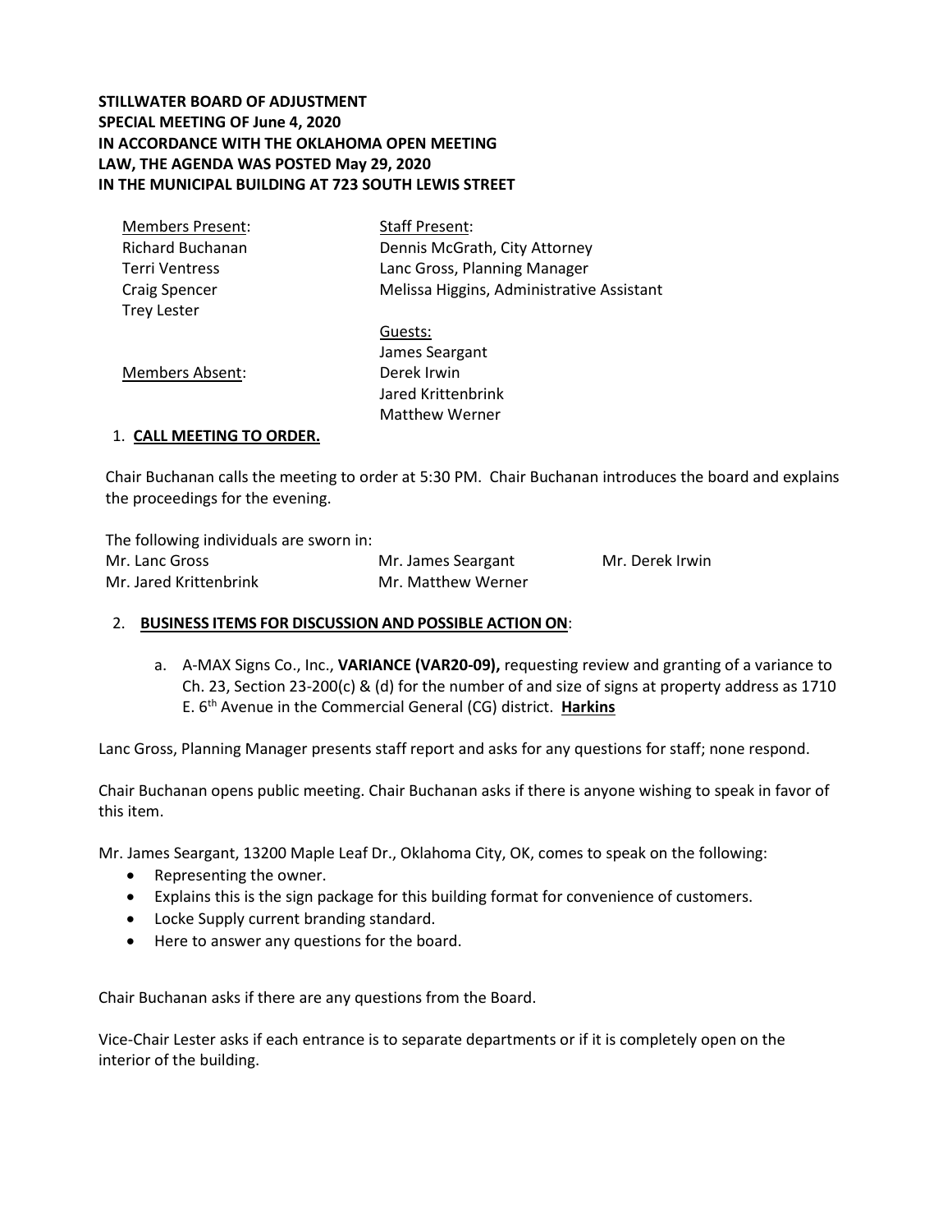**STILLWATER BOARD OF ADJUSTMENT**
**SPECIAL MEETING OF June 4, 2020**
**IN ACCORDANCE WITH THE OKLAHOMA OPEN MEETING LAW, THE AGENDA WAS POSTED May 29, 2020**
**IN THE MUNICIPAL BUILDING AT 723 SOUTH LEWIS STREET**

| Members Present: | Staff Present: |
|---|---|
| Richard Buchanan | Dennis McGrath, City Attorney |
| Terri Ventress | Lanc Gross, Planning Manager |
| Craig Spencer | Melissa Higgins, Administrative Assistant |
| Trey Lester | |
| | Guests: |
| | James Seargant |
| Members Absent: | Derek Irwin |
| | Jared Krittenbrink |
| | Matthew Werner |

1. **CALL MEETING TO ORDER.**

Chair Buchanan calls the meeting to order at 5:30 PM. Chair Buchanan introduces the board and explains the proceedings for the evening.

The following individuals are sworn in:

| | | |
|---|---|---|
| Mr. Lanc Gross | Mr. James Seargant | Mr. Derek Irwin |
| Mr. Jared Krittenbrink | Mr. Matthew Werner | |

2. **BUSINESS ITEMS FOR DISCUSSION AND POSSIBLE ACTION ON**:

   a. A-MAX Signs Co., Inc., **VARIANCE (VAR20-09),** requesting review and granting of a variance to Ch. 23, Section 23-200(c) & (d) for the number of and size of signs at property address as 1710 E. 6th Avenue in the Commercial General (CG) district. **Harkins**

Lanc Gross, Planning Manager presents staff report and asks for any questions for staff; none respond.

Chair Buchanan opens public meeting. Chair Buchanan asks if there is anyone wishing to speak in favor of this item.

Mr. James Seargant, 13200 Maple Leaf Dr., Oklahoma City, OK, comes to speak on the following:

- Representing the owner.
- Explains this is the sign package for this building format for convenience of customers.
- Locke Supply current branding standard.
- Here to answer any questions for the board.

Chair Buchanan asks if there are any questions from the Board.

Vice-Chair Lester asks if each entrance is to separate departments or if it is completely open on the interior of the building.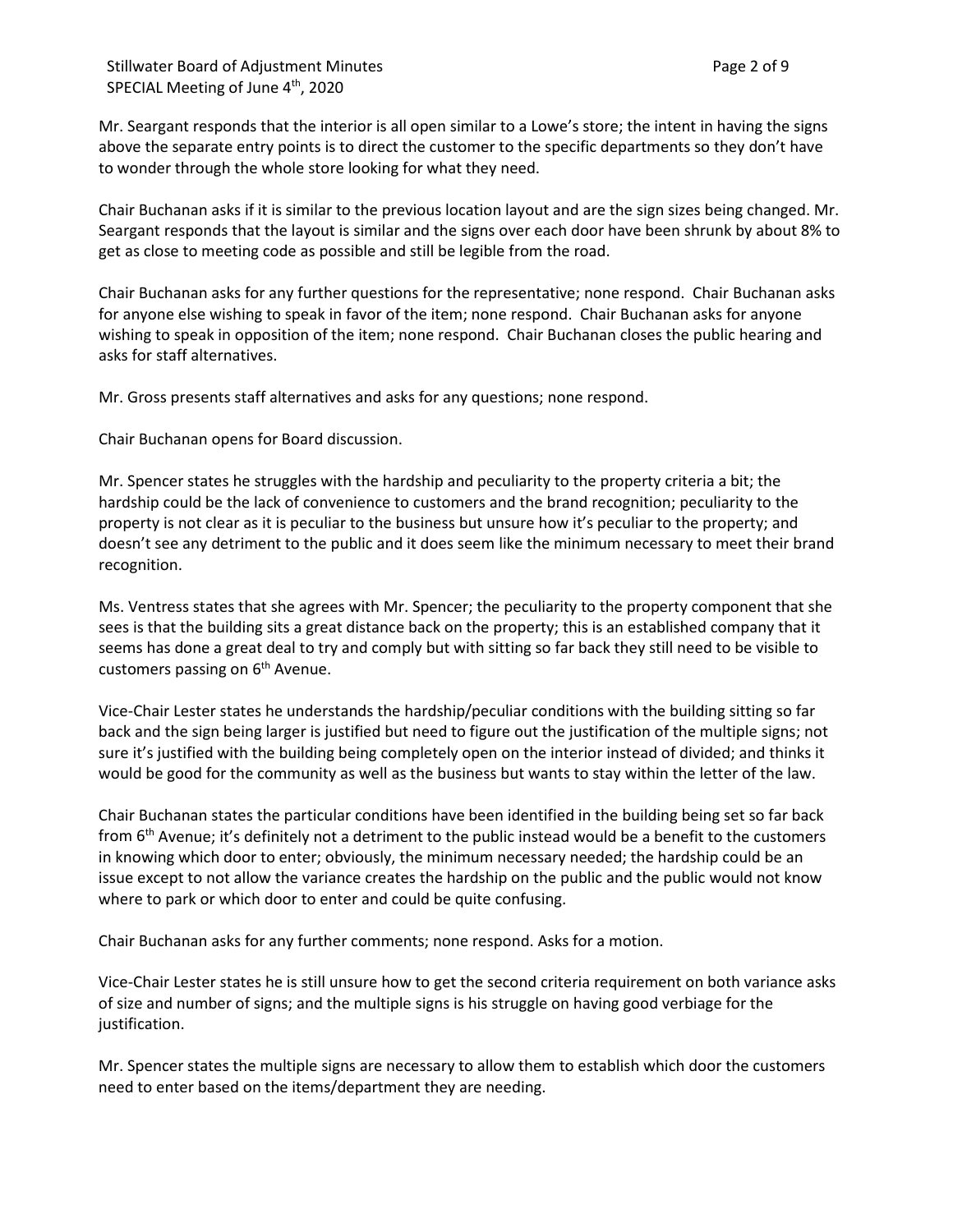Mr. Seargant responds that the interior is all open similar to a Lowe's store; the intent in having the signs above the separate entry points is to direct the customer to the specific departments so they don't have to wonder through the whole store looking for what they need.

Chair Buchanan asks if it is similar to the previous location layout and are the sign sizes being changed. Mr. Seargant responds that the layout is similar and the signs over each door have been shrunk by about 8% to get as close to meeting code as possible and still be legible from the road.

Chair Buchanan asks for any further questions for the representative; none respond. Chair Buchanan asks for anyone else wishing to speak in favor of the item; none respond. Chair Buchanan asks for anyone wishing to speak in opposition of the item; none respond. Chair Buchanan closes the public hearing and asks for staff alternatives.

Mr. Gross presents staff alternatives and asks for any questions; none respond.

Chair Buchanan opens for Board discussion.

Mr. Spencer states he struggles with the hardship and peculiarity to the property criteria a bit; the hardship could be the lack of convenience to customers and the brand recognition; peculiarity to the property is not clear as it is peculiar to the business but unsure how it's peculiar to the property; and doesn't see any detriment to the public and it does seem like the minimum necessary to meet their brand recognition.

Ms. Ventress states that she agrees with Mr. Spencer; the peculiarity to the property component that she sees is that the building sits a great distance back on the property; this is an established company that it seems has done a great deal to try and comply but with sitting so far back they still need to be visible to customers passing on 6th Avenue.

Vice-Chair Lester states he understands the hardship/peculiar conditions with the building sitting so far back and the sign being larger is justified but need to figure out the justification of the multiple signs; not sure it's justified with the building being completely open on the interior instead of divided; and thinks it would be good for the community as well as the business but wants to stay within the letter of the law.

Chair Buchanan states the particular conditions have been identified in the building being set so far back from 6th Avenue; it's definitely not a detriment to the public instead would be a benefit to the customers in knowing which door to enter; obviously, the minimum necessary needed; the hardship could be an issue except to not allow the variance creates the hardship on the public and the public would not know where to park or which door to enter and could be quite confusing.

Chair Buchanan asks for any further comments; none respond. Asks for a motion.

Vice-Chair Lester states he is still unsure how to get the second criteria requirement on both variance asks of size and number of signs; and the multiple signs is his struggle on having good verbiage for the justification.

Mr. Spencer states the multiple signs are necessary to allow them to establish which door the customers need to enter based on the items/department they are needing.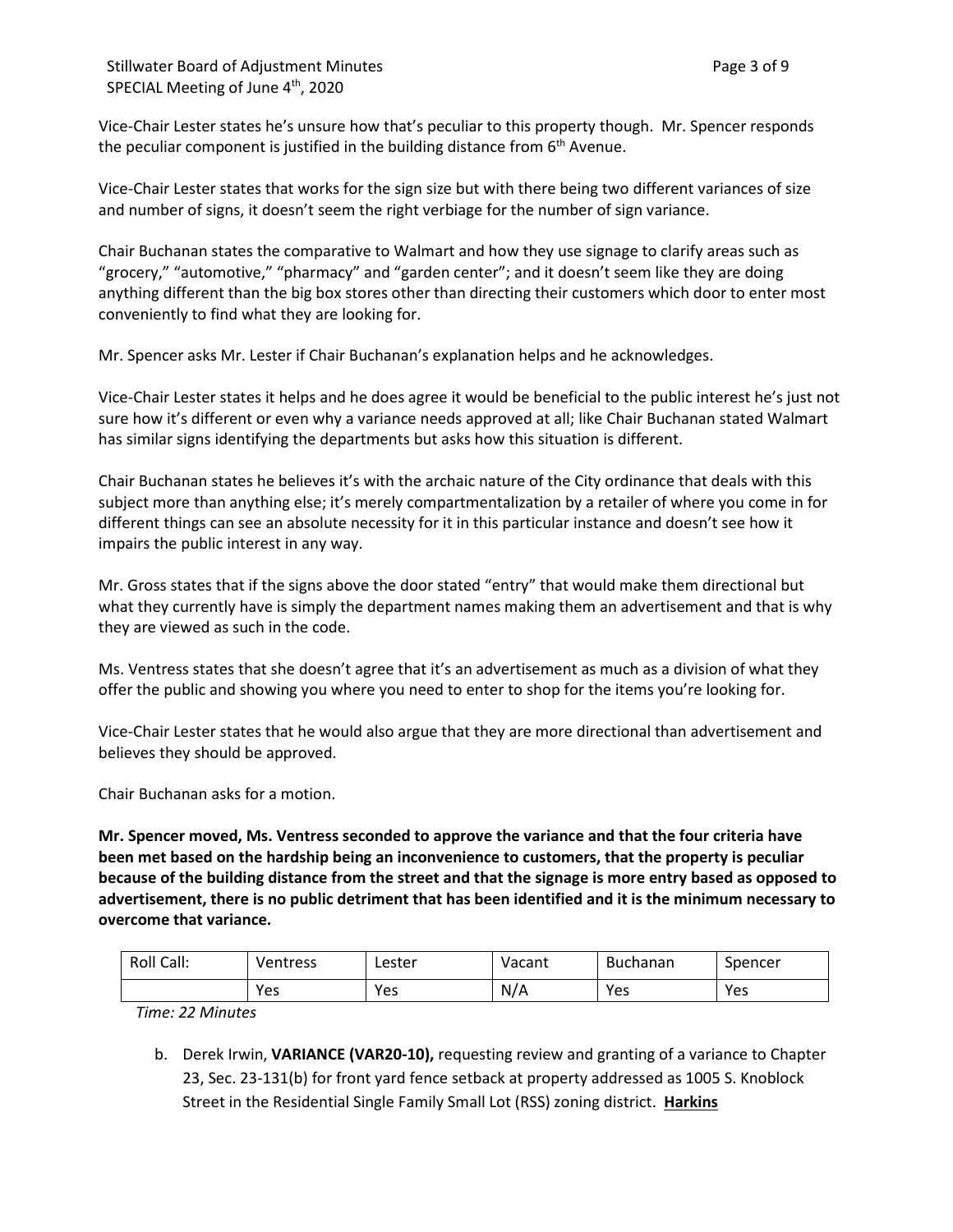Vice-Chair Lester states he's unsure how that's peculiar to this property though. Mr. Spencer responds the peculiar component is justified in the building distance from 6th Avenue.

Vice-Chair Lester states that works for the sign size but with there being two different variances of size and number of signs, it doesn't seem the right verbiage for the number of sign variance.

Chair Buchanan states the comparative to Walmart and how they use signage to clarify areas such as "grocery," "automotive," "pharmacy" and "garden center"; and it doesn't seem like they are doing anything different than the big box stores other than directing their customers which door to enter most conveniently to find what they are looking for.

Mr. Spencer asks Mr. Lester if Chair Buchanan's explanation helps and he acknowledges.

Vice-Chair Lester states it helps and he does agree it would be beneficial to the public interest he's just not sure how it's different or even why a variance needs approved at all; like Chair Buchanan stated Walmart has similar signs identifying the departments but asks how this situation is different.

Chair Buchanan states he believes it's with the archaic nature of the City ordinance that deals with this subject more than anything else; it's merely compartmentalization by a retailer of where you come in for different things can see an absolute necessity for it in this particular instance and doesn't see how it impairs the public interest in any way.

Mr. Gross states that if the signs above the door stated "entry" that would make them directional but what they currently have is simply the department names making them an advertisement and that is why they are viewed as such in the code.

Ms. Ventress states that she doesn't agree that it's an advertisement as much as a division of what they offer the public and showing you where you need to enter to shop for the items you're looking for.

Vice-Chair Lester states that he would also argue that they are more directional than advertisement and believes they should be approved.

Chair Buchanan asks for a motion.

**Mr. Spencer moved, Ms. Ventress seconded to approve the variance and that the four criteria have been met based on the hardship being an inconvenience to customers, that the property is peculiar because of the building distance from the street and that the signage is more entry based as opposed to advertisement, there is no public detriment that has been identified and it is the minimum necessary to overcome that variance.**

| Roll Call: | Ventress | Lester | Vacant | Buchanan | Spencer |
|---|---|---|---|---|---|
| | Yes | Yes | N/A | Yes | Yes |

*Time: 22 Minutes*

b. Derek Irwin, **VARIANCE (VAR20-10),** requesting review and granting of a variance to Chapter 23, Sec. 23-131(b) for front yard fence setback at property addressed as 1005 S. Knoblock Street in the Residential Single Family Small Lot (RSS) zoning district. **Harkins**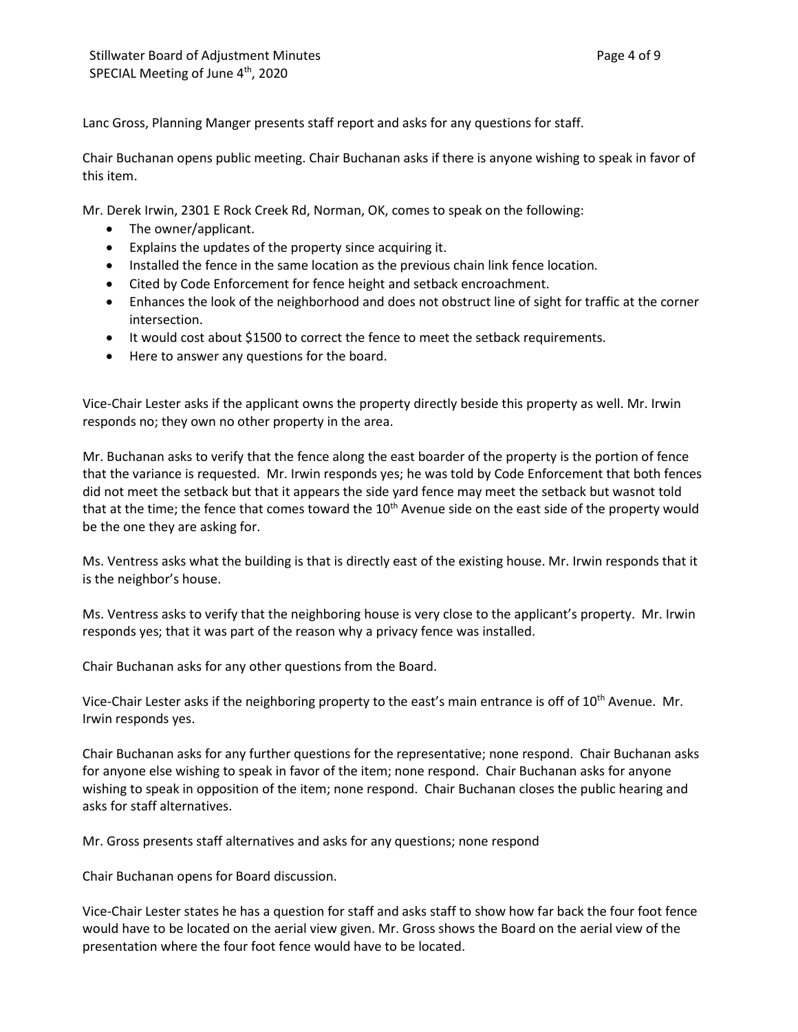Lanc Gross, Planning Manger presents staff report and asks for any questions for staff.

Chair Buchanan opens public meeting. Chair Buchanan asks if there is anyone wishing to speak in favor of this item.

Mr. Derek Irwin, 2301 E Rock Creek Rd, Norman, OK, comes to speak on the following:

- The owner/applicant.
- Explains the updates of the property since acquiring it.
- Installed the fence in the same location as the previous chain link fence location.
- Cited by Code Enforcement for fence height and setback encroachment.
- Enhances the look of the neighborhood and does not obstruct line of sight for traffic at the corner intersection.
- It would cost about $1500 to correct the fence to meet the setback requirements.
- Here to answer any questions for the board.

Vice-Chair Lester asks if the applicant owns the property directly beside this property as well. Mr. Irwin responds no; they own no other property in the area.

Mr. Buchanan asks to verify that the fence along the east boarder of the property is the portion of fence that the variance is requested. Mr. Irwin responds yes; he was told by Code Enforcement that both fences did not meet the setback but that it appears the side yard fence may meet the setback but wasnot told that at the time; the fence that comes toward the 10th Avenue side on the east side of the property would be the one they are asking for.

Ms. Ventress asks what the building is that is directly east of the existing house. Mr. Irwin responds that it is the neighbor's house.

Ms. Ventress asks to verify that the neighboring house is very close to the applicant's property. Mr. Irwin responds yes; that it was part of the reason why a privacy fence was installed.

Chair Buchanan asks for any other questions from the Board.

Vice-Chair Lester asks if the neighboring property to the east's main entrance is off of 10th Avenue. Mr. Irwin responds yes.

Chair Buchanan asks for any further questions for the representative; none respond. Chair Buchanan asks for anyone else wishing to speak in favor of the item; none respond. Chair Buchanan asks for anyone wishing to speak in opposition of the item; none respond. Chair Buchanan closes the public hearing and asks for staff alternatives.

Mr. Gross presents staff alternatives and asks for any questions; none respond

Chair Buchanan opens for Board discussion.

Vice-Chair Lester states he has a question for staff and asks staff to show how far back the four foot fence would have to be located on the aerial view given. Mr. Gross shows the Board on the aerial view of the presentation where the four foot fence would have to be located.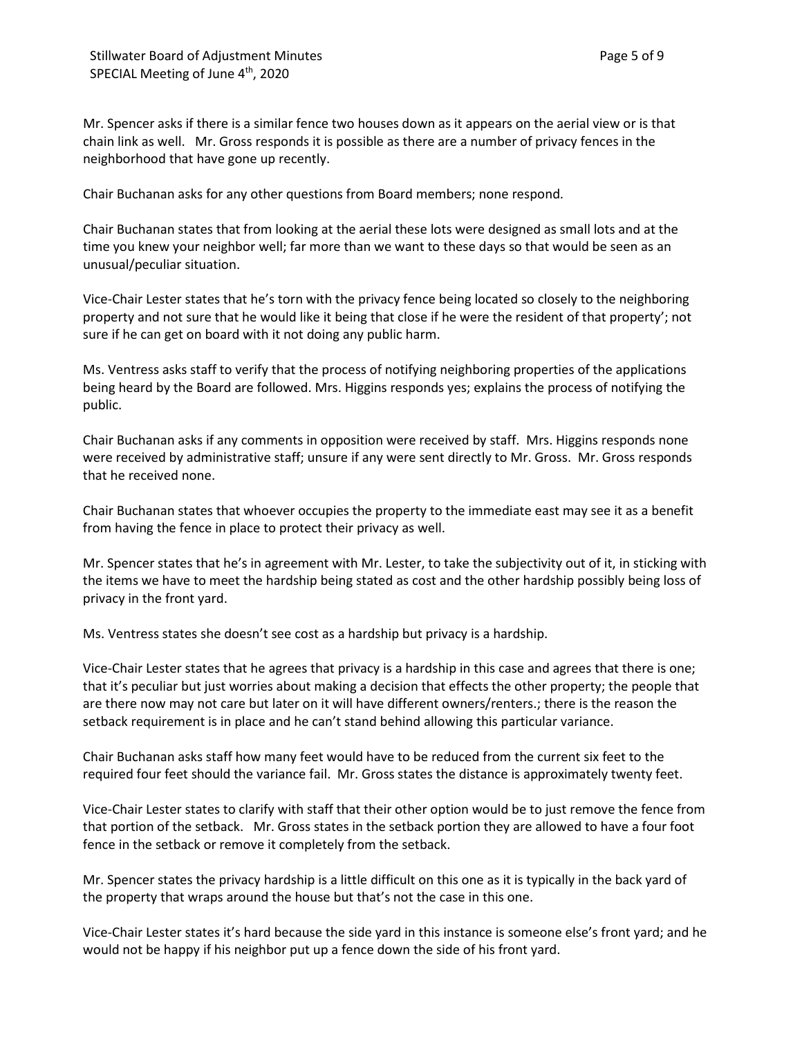Mr. Spencer asks if there is a similar fence two houses down as it appears on the aerial view or is that chain link as well. Mr. Gross responds it is possible as there are a number of privacy fences in the neighborhood that have gone up recently.

Chair Buchanan asks for any other questions from Board members; none respond.

Chair Buchanan states that from looking at the aerial these lots were designed as small lots and at the time you knew your neighbor well; far more than we want to these days so that would be seen as an unusual/peculiar situation.

Vice-Chair Lester states that he's torn with the privacy fence being located so closely to the neighboring property and not sure that he would like it being that close if he were the resident of that property'; not sure if he can get on board with it not doing any public harm.

Ms. Ventress asks staff to verify that the process of notifying neighboring properties of the applications being heard by the Board are followed. Mrs. Higgins responds yes; explains the process of notifying the public.

Chair Buchanan asks if any comments in opposition were received by staff. Mrs. Higgins responds none were received by administrative staff; unsure if any were sent directly to Mr. Gross. Mr. Gross responds that he received none.

Chair Buchanan states that whoever occupies the property to the immediate east may see it as a benefit from having the fence in place to protect their privacy as well.

Mr. Spencer states that he's in agreement with Mr. Lester, to take the subjectivity out of it, in sticking with the items we have to meet the hardship being stated as cost and the other hardship possibly being loss of privacy in the front yard.

Ms. Ventress states she doesn't see cost as a hardship but privacy is a hardship.

Vice-Chair Lester states that he agrees that privacy is a hardship in this case and agrees that there is one; that it's peculiar but just worries about making a decision that effects the other property; the people that are there now may not care but later on it will have different owners/renters.; there is the reason the setback requirement is in place and he can't stand behind allowing this particular variance.

Chair Buchanan asks staff how many feet would have to be reduced from the current six feet to the required four feet should the variance fail. Mr. Gross states the distance is approximately twenty feet.

Vice-Chair Lester states to clarify with staff that their other option would be to just remove the fence from that portion of the setback. Mr. Gross states in the setback portion they are allowed to have a four foot fence in the setback or remove it completely from the setback.

Mr. Spencer states the privacy hardship is a little difficult on this one as it is typically in the back yard of the property that wraps around the house but that's not the case in this one.

Vice-Chair Lester states it's hard because the side yard in this instance is someone else's front yard; and he would not be happy if his neighbor put up a fence down the side of his front yard.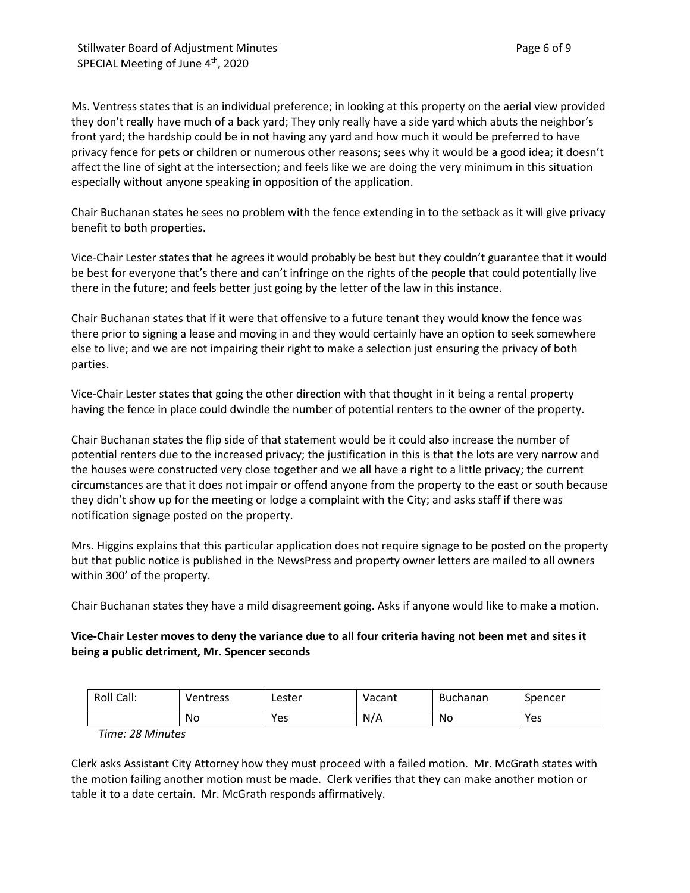Ms. Ventress states that is an individual preference; in looking at this property on the aerial view provided they don't really have much of a back yard; They only really have a side yard which abuts the neighbor's front yard; the hardship could be in not having any yard and how much it would be preferred to have privacy fence for pets or children or numerous other reasons; sees why it would be a good idea; it doesn't affect the line of sight at the intersection; and feels like we are doing the very minimum in this situation especially without anyone speaking in opposition of the application.

Chair Buchanan states he sees no problem with the fence extending in to the setback as it will give privacy benefit to both properties.

Vice-Chair Lester states that he agrees it would probably be best but they couldn't guarantee that it would be best for everyone that's there and can't infringe on the rights of the people that could potentially live there in the future; and feels better just going by the letter of the law in this instance.

Chair Buchanan states that if it were that offensive to a future tenant they would know the fence was there prior to signing a lease and moving in and they would certainly have an option to seek somewhere else to live; and we are not impairing their right to make a selection just ensuring the privacy of both parties.

Vice-Chair Lester states that going the other direction with that thought in it being a rental property having the fence in place could dwindle the number of potential renters to the owner of the property.

Chair Buchanan states the flip side of that statement would be it could also increase the number of potential renters due to the increased privacy; the justification in this is that the lots are very narrow and the houses were constructed very close together and we all have a right to a little privacy; the current circumstances are that it does not impair or offend anyone from the property to the east or south because they didn't show up for the meeting or lodge a complaint with the City; and asks staff if there was notification signage posted on the property.

Mrs. Higgins explains that this particular application does not require signage to be posted on the property but that public notice is published in the NewsPress and property owner letters are mailed to all owners within 300' of the property.

Chair Buchanan states they have a mild disagreement going. Asks if anyone would like to make a motion.

**Vice-Chair Lester moves to deny the variance due to all four criteria having not been met and sites it being a public detriment, Mr. Spencer seconds**

| Roll Call: | Ventress | Lester | Vacant | Buchanan | Spencer |
|---|---|---|---|---|---|
| | No | Yes | N/A | No | Yes |

*Time: 28 Minutes*

Clerk asks Assistant City Attorney how they must proceed with a failed motion. Mr. McGrath states with the motion failing another motion must be made. Clerk verifies that they can make another motion or table it to a date certain. Mr. McGrath responds affirmatively.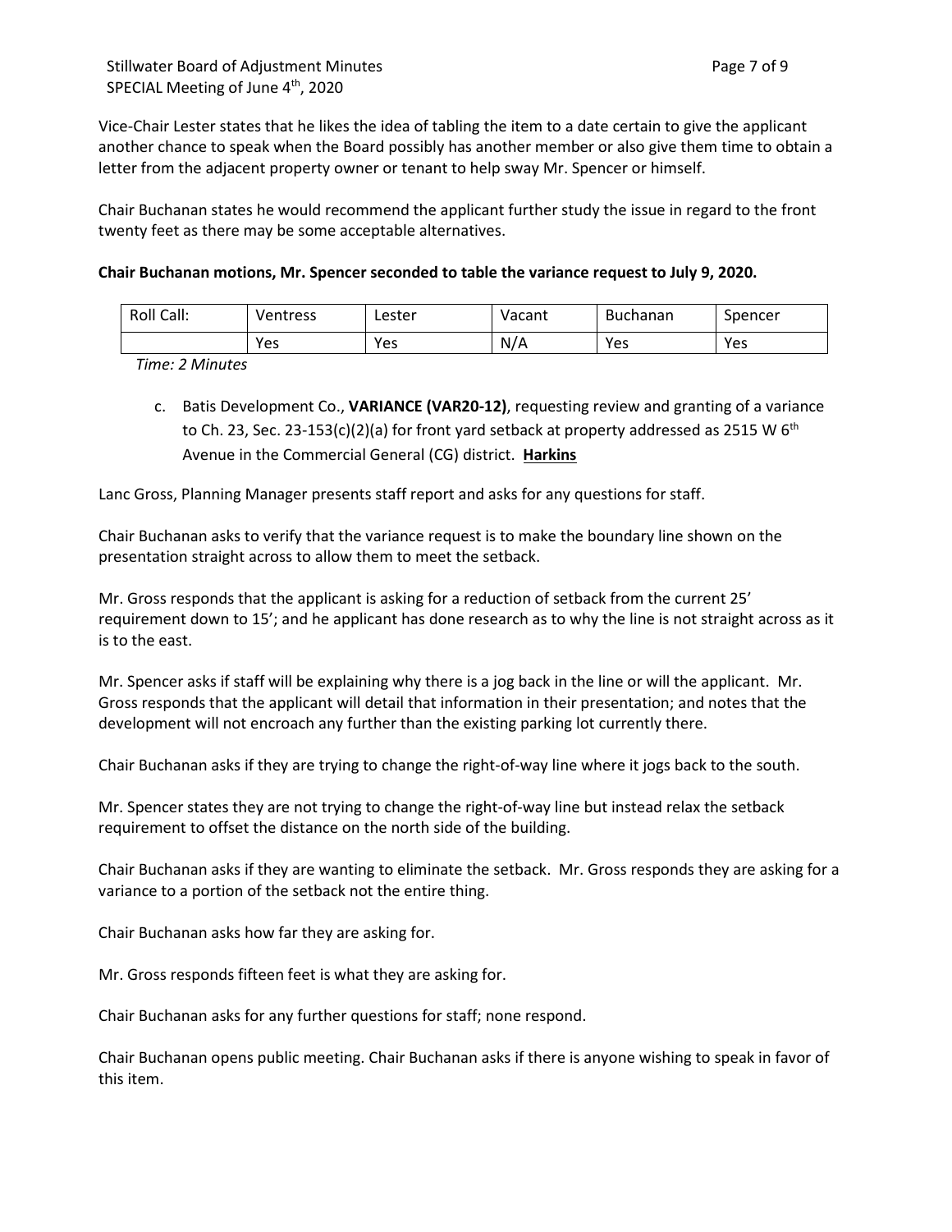Vice-Chair Lester states that he likes the idea of tabling the item to a date certain to give the applicant another chance to speak when the Board possibly has another member or also give them time to obtain a letter from the adjacent property owner or tenant to help sway Mr. Spencer or himself.

Chair Buchanan states he would recommend the applicant further study the issue in regard to the front twenty feet as there may be some acceptable alternatives.

**Chair Buchanan motions, Mr. Spencer seconded to table the variance request to July 9, 2020.**

| Roll Call: | Ventress | Lester | Vacant | Buchanan | Spencer |
|---|---|---|---|---|---|
| | Yes | Yes | N/A | Yes | Yes |

*Time: 2 Minutes*

c. Batis Development Co., **VARIANCE (VAR20-12)**, requesting review and granting of a variance to Ch. 23, Sec. 23-153(c)(2)(a) for front yard setback at property addressed as 2515 W 6th Avenue in the Commercial General (CG) district. **Harkins**

Lanc Gross, Planning Manager presents staff report and asks for any questions for staff.

Chair Buchanan asks to verify that the variance request is to make the boundary line shown on the presentation straight across to allow them to meet the setback.

Mr. Gross responds that the applicant is asking for a reduction of setback from the current 25' requirement down to 15'; and he applicant has done research as to why the line is not straight across as it is to the east.

Mr. Spencer asks if staff will be explaining why there is a jog back in the line or will the applicant. Mr. Gross responds that the applicant will detail that information in their presentation; and notes that the development will not encroach any further than the existing parking lot currently there.

Chair Buchanan asks if they are trying to change the right-of-way line where it jogs back to the south.

Mr. Spencer states they are not trying to change the right-of-way line but instead relax the setback requirement to offset the distance on the north side of the building.

Chair Buchanan asks if they are wanting to eliminate the setback. Mr. Gross responds they are asking for a variance to a portion of the setback not the entire thing.

Chair Buchanan asks how far they are asking for.

Mr. Gross responds fifteen feet is what they are asking for.

Chair Buchanan asks for any further questions for staff; none respond.

Chair Buchanan opens public meeting. Chair Buchanan asks if there is anyone wishing to speak in favor of this item.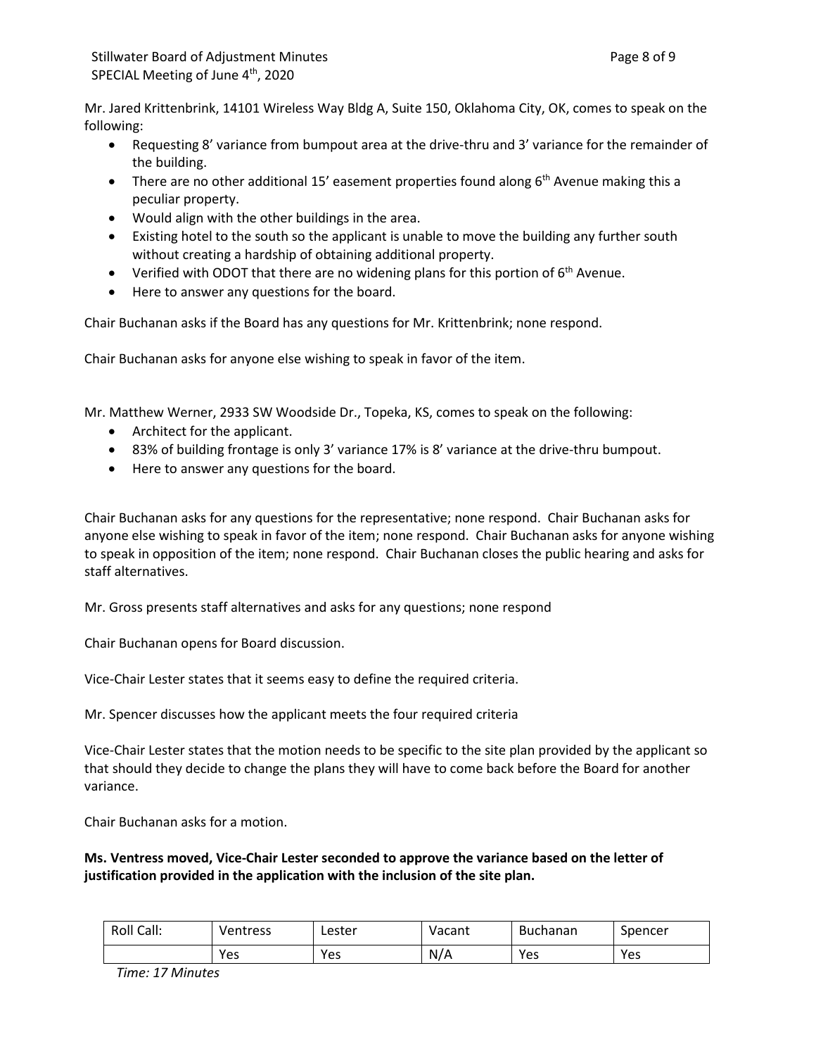Mr. Jared Krittenbrink, 14101 Wireless Way Bldg A, Suite 150, Oklahoma City, OK, comes to speak on the following:

- Requesting 8' variance from bumpout area at the drive-thru and 3' variance for the remainder of the building.
- There are no other additional 15' easement properties found along 6th Avenue making this a peculiar property.
- Would align with the other buildings in the area.
- Existing hotel to the south so the applicant is unable to move the building any further south without creating a hardship of obtaining additional property.
- Verified with ODOT that there are no widening plans for this portion of 6th Avenue.
- Here to answer any questions for the board.

Chair Buchanan asks if the Board has any questions for Mr. Krittenbrink; none respond.

Chair Buchanan asks for anyone else wishing to speak in favor of the item.

Mr. Matthew Werner, 2933 SW Woodside Dr., Topeka, KS, comes to speak on the following:

- Architect for the applicant.
- 83% of building frontage is only 3' variance 17% is 8' variance at the drive-thru bumpout.
- Here to answer any questions for the board.

Chair Buchanan asks for any questions for the representative; none respond. Chair Buchanan asks for anyone else wishing to speak in favor of the item; none respond. Chair Buchanan asks for anyone wishing to speak in opposition of the item; none respond. Chair Buchanan closes the public hearing and asks for staff alternatives.

Mr. Gross presents staff alternatives and asks for any questions; none respond

Chair Buchanan opens for Board discussion.

Vice-Chair Lester states that it seems easy to define the required criteria.

Mr. Spencer discusses how the applicant meets the four required criteria

Vice-Chair Lester states that the motion needs to be specific to the site plan provided by the applicant so that should they decide to change the plans they will have to come back before the Board for another variance.

Chair Buchanan asks for a motion.

**Ms. Ventress moved, Vice-Chair Lester seconded to approve the variance based on the letter of justification provided in the application with the inclusion of the site plan.**

| Roll Call: | Ventress | Lester | Vacant | Buchanan | Spencer |
|---|---|---|---|---|---|
| | Yes | Yes | N/A | Yes | Yes |

*Time: 17 Minutes*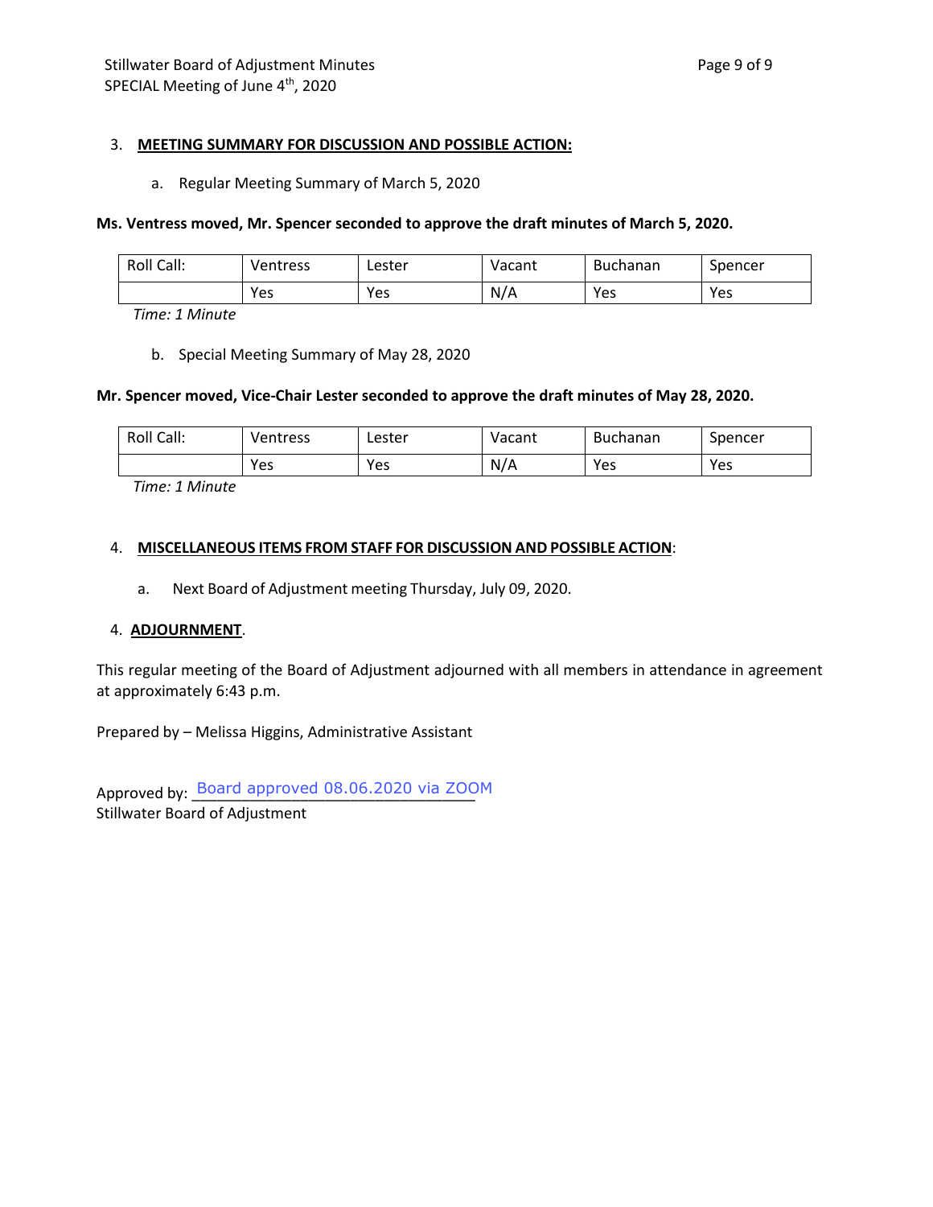3. **MEETING SUMMARY FOR DISCUSSION AND POSSIBLE ACTION:**

   a. Regular Meeting Summary of March 5, 2020

**Ms. Ventress moved, Mr. Spencer seconded to approve the draft minutes of March 5, 2020.**

| Roll Call: | Ventress | Lester | Vacant | Buchanan | Spencer |
|---|---|---|---|---|---|
| | Yes | Yes | N/A | Yes | Yes |

*Time: 1 Minute*

   b. Special Meeting Summary of May 28, 2020

**Mr. Spencer moved, Vice-Chair Lester seconded to approve the draft minutes of May 28, 2020.**

| Roll Call: | Ventress | Lester | Vacant | Buchanan | Spencer |
|---|---|---|---|---|---|
| | Yes | Yes | N/A | Yes | Yes |

*Time: 1 Minute*

4. **MISCELLANEOUS ITEMS FROM STAFF FOR DISCUSSION AND POSSIBLE ACTION**:

   a. Next Board of Adjustment meeting Thursday, July 09, 2020.

4. **ADJOURNMENT**.

This regular meeting of the Board of Adjustment adjourned with all members in attendance in agreement at approximately 6:43 p.m.

Prepared by – Melissa Higgins, Administrative Assistant

Approved by: Board approved 08.06.2020 via ZOOM
Stillwater Board of Adjustment